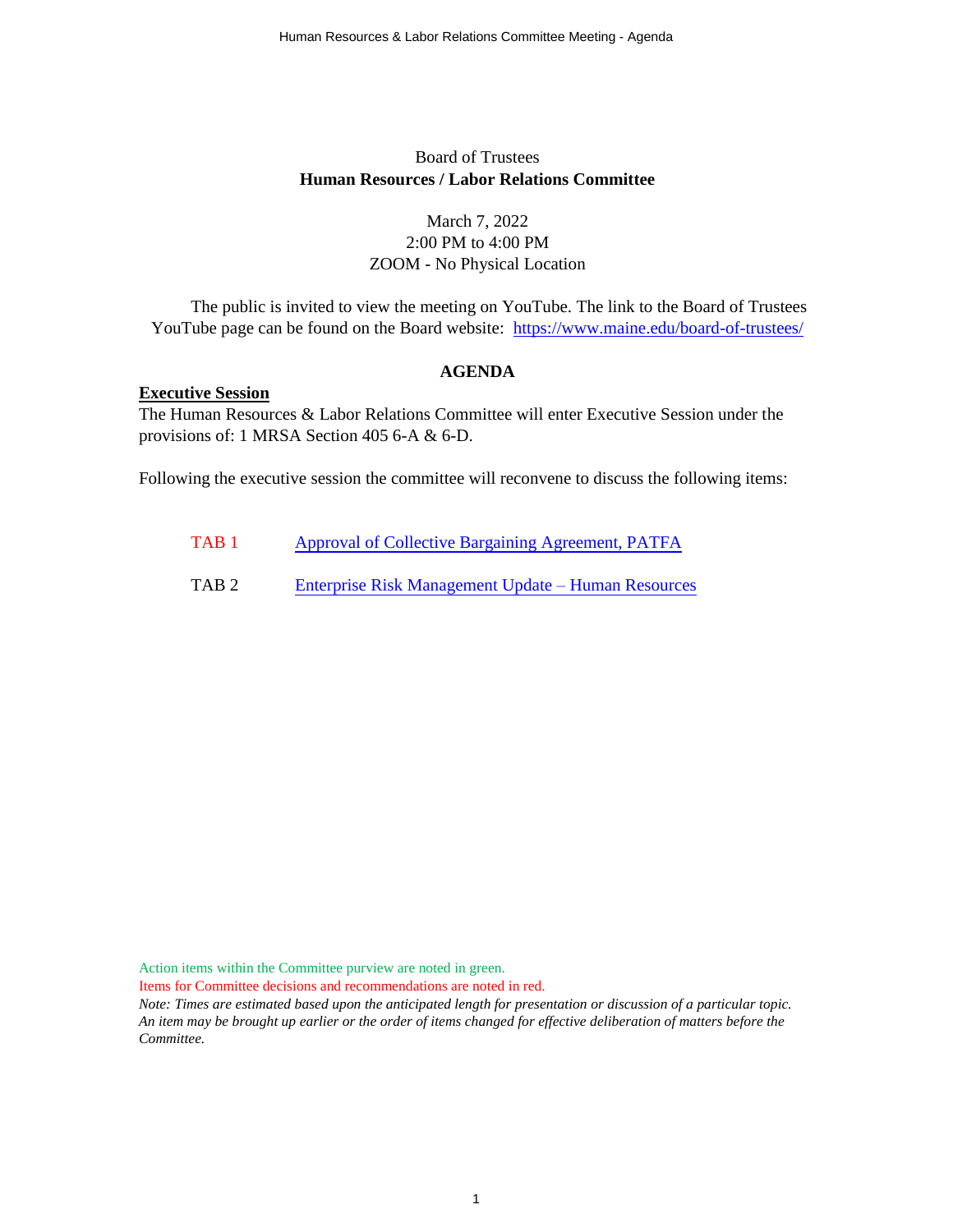Board of Trustees

**Human Resources / Labor Relations Committee**

March 7, 2022
2:00 PM to 4:00 PM
ZOOM - No Physical Location

The public is invited to view the meeting on YouTube. The link to the Board of Trustees YouTube page can be found on the Board website: https://www.maine.edu/board-of-trustees/

## AGENDA

**Executive Session**

The Human Resources & Labor Relations Committee will enter Executive Session under the provisions of: 1 MRSA Section 405 6-A & 6-D.

Following the executive session the committee will reconvene to discuss the following items:

| | |
|---|---|
| TAB 1 | Approval of Collective Bargaining Agreement, PATFA |
| TAB 2 | Enterprise Risk Management Update – Human Resources |

Action items within the Committee purview are noted in green.

Items for Committee decisions and recommendations are noted in red.

*Note: Times are estimated based upon the anticipated length for presentation or discussion of a particular topic. An item may be brought up earlier or the order of items changed for effective deliberation of matters before the Committee.*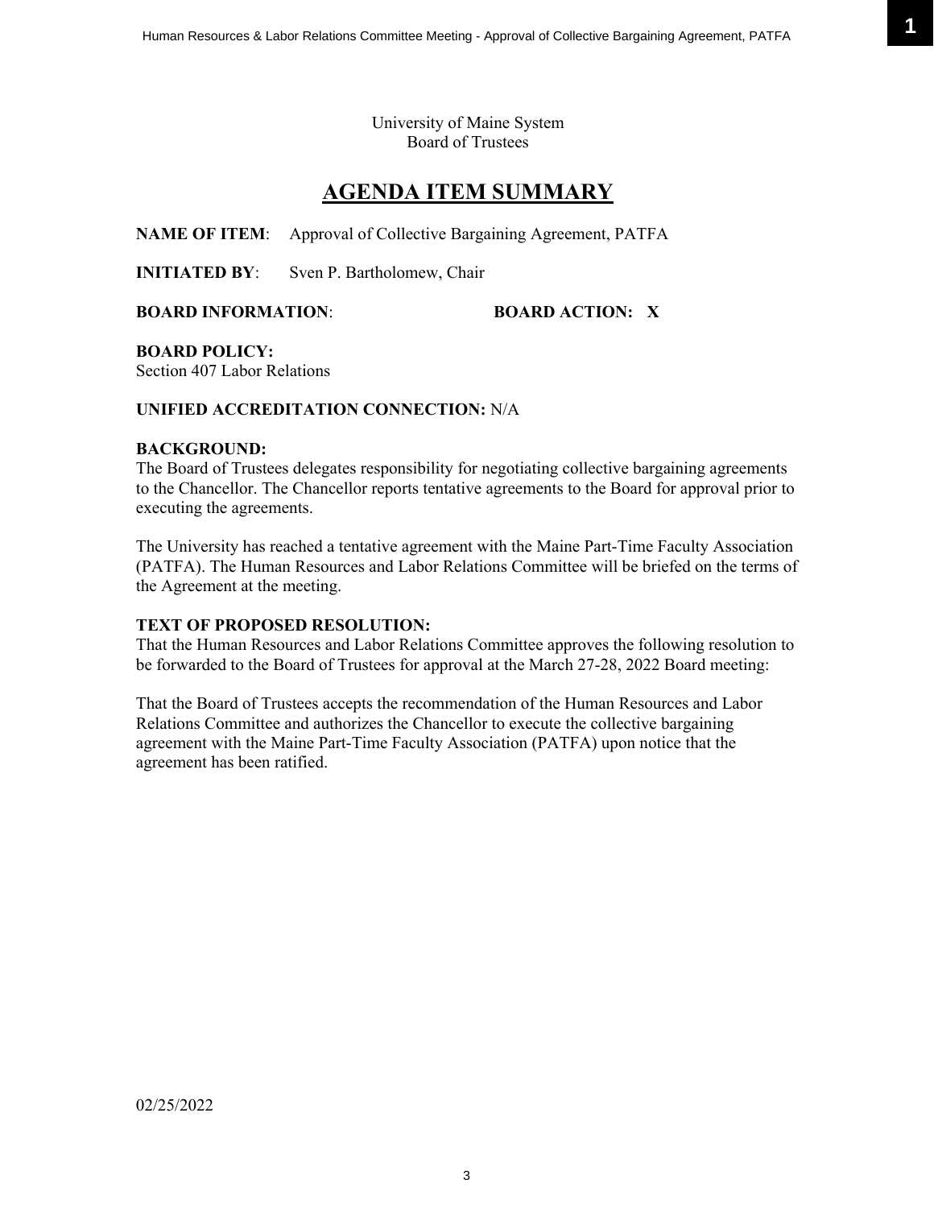University of Maine System
Board of Trustees

# AGENDA ITEM SUMMARY

**NAME OF ITEM**: Approval of Collective Bargaining Agreement, PATFA

**INITIATED BY**: Sven P. Bartholomew, Chair

**BOARD INFORMATION**: **BOARD ACTION: X**

**BOARD POLICY:**
Section 407 Labor Relations

**UNIFIED ACCREDITATION CONNECTION:** N/A

**BACKGROUND:**
The Board of Trustees delegates responsibility for negotiating collective bargaining agreements to the Chancellor. The Chancellor reports tentative agreements to the Board for approval prior to executing the agreements.

The University has reached a tentative agreement with the Maine Part-Time Faculty Association (PATFA). The Human Resources and Labor Relations Committee will be briefed on the terms of the Agreement at the meeting.

**TEXT OF PROPOSED RESOLUTION:**
That the Human Resources and Labor Relations Committee approves the following resolution to be forwarded to the Board of Trustees for approval at the March 27-28, 2022 Board meeting:

That the Board of Trustees accepts the recommendation of the Human Resources and Labor Relations Committee and authorizes the Chancellor to execute the collective bargaining agreement with the Maine Part-Time Faculty Association (PATFA) upon notice that the agreement has been ratified.

02/25/2022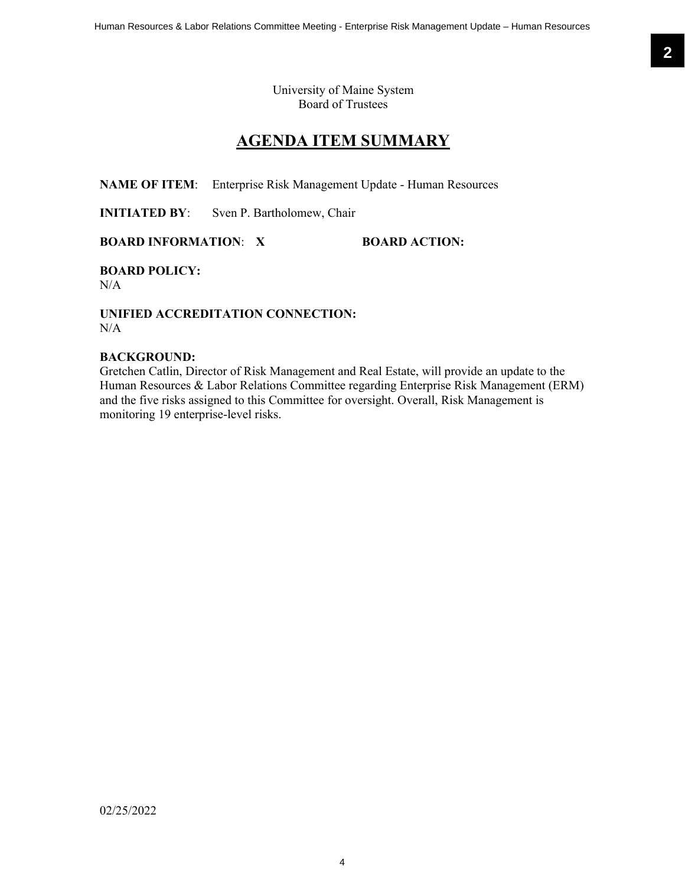University of Maine System
Board of Trustees

# AGENDA ITEM SUMMARY

**NAME OF ITEM**: Enterprise Risk Management Update - Human Resources

**INITIATED BY**: Sven P. Bartholomew, Chair

**BOARD INFORMATION**: **X** **BOARD ACTION:**

**BOARD POLICY:**
N/A

**UNIFIED ACCREDITATION CONNECTION:**
N/A

**BACKGROUND:**
Gretchen Catlin, Director of Risk Management and Real Estate, will provide an update to the Human Resources & Labor Relations Committee regarding Enterprise Risk Management (ERM) and the five risks assigned to this Committee for oversight. Overall, Risk Management is monitoring 19 enterprise-level risks.

02/25/2022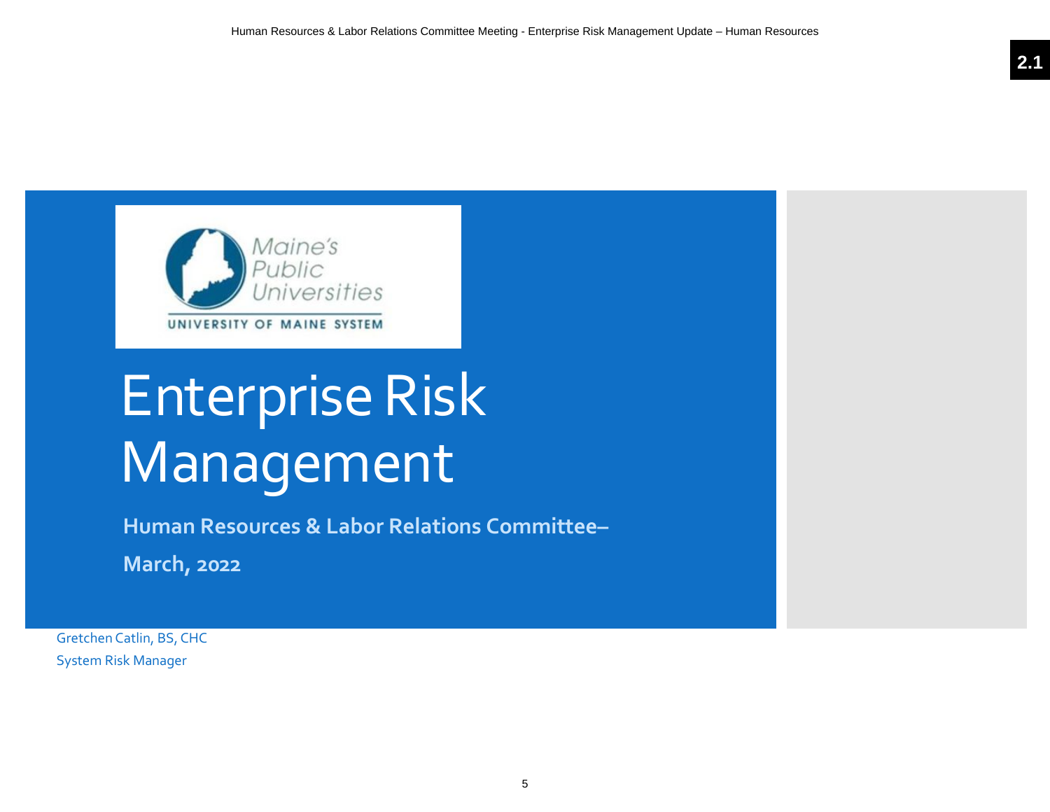Maine's Public Universities

UNIVERSITY OF MAINE SYSTEM

# Enterprise Risk Management

**Human Resources & Labor Relations Committee–**

**March, 2022**

Gretchen Catlin, BS, CHC

System Risk Manager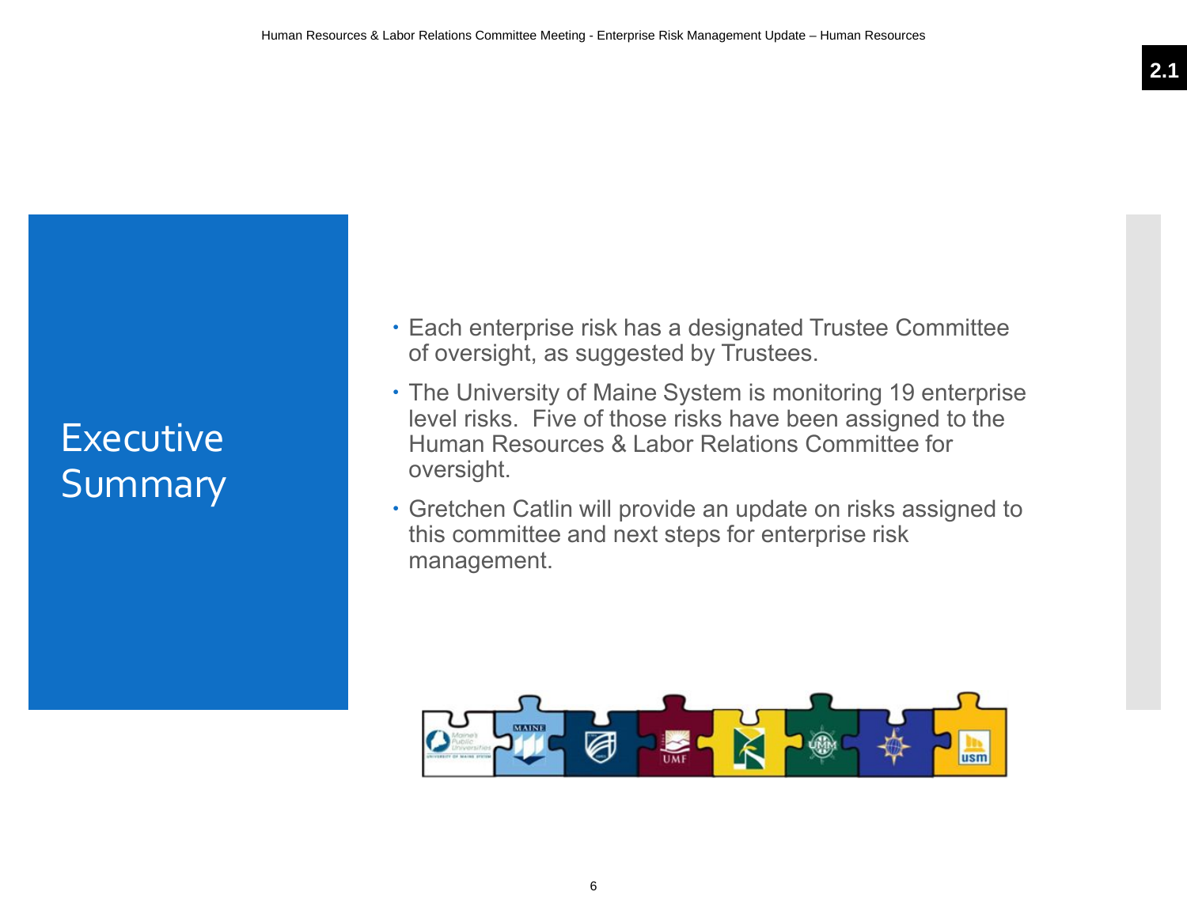# Executive Summary

- Each enterprise risk has a designated Trustee Committee of oversight, as suggested by Trustees.
- The University of Maine System is monitoring 19 enterprise level risks. Five of those risks have been assigned to the Human Resources & Labor Relations Committee for oversight.
- Gretchen Catlin will provide an update on risks assigned to this committee and next steps for enterprise risk management.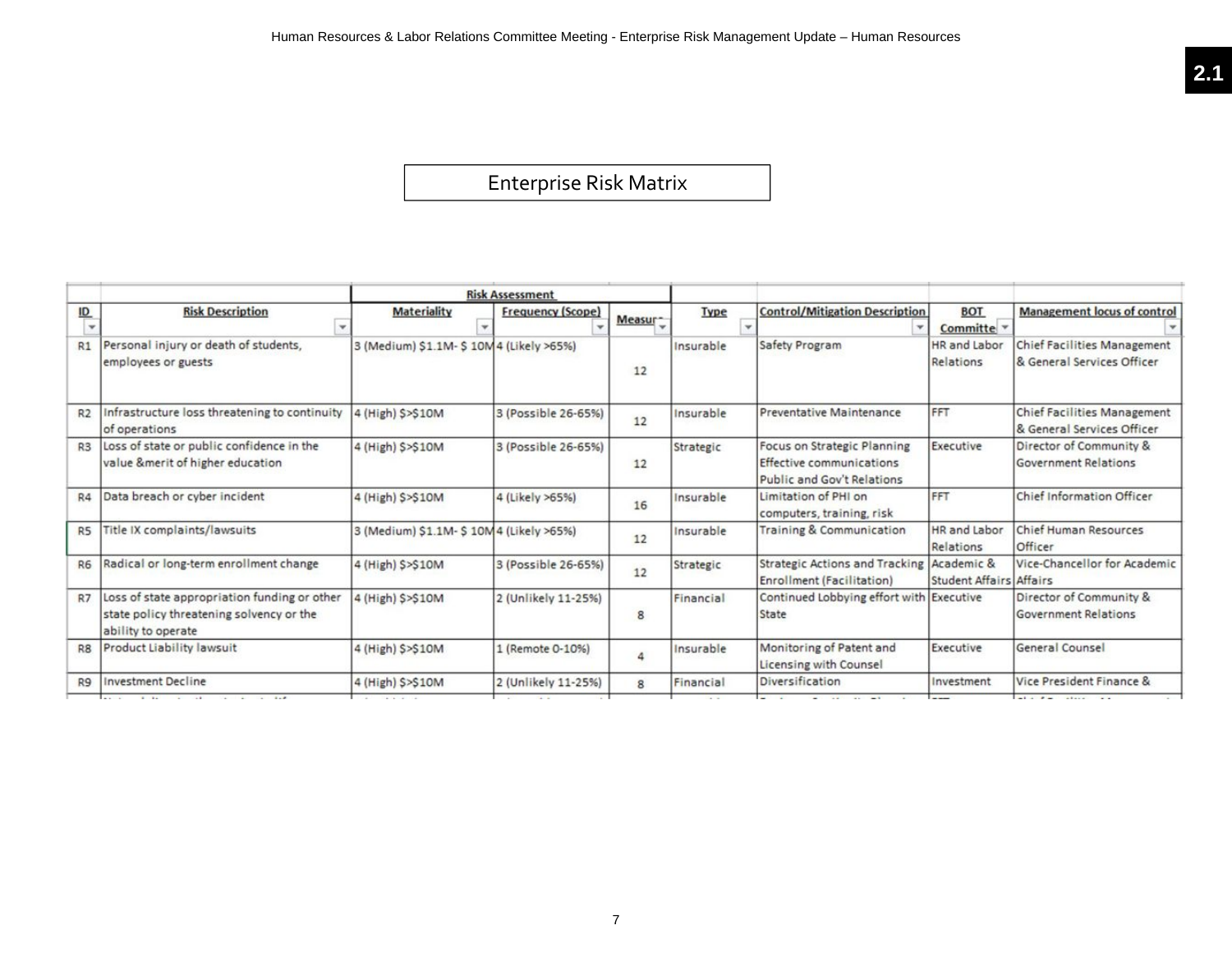2.1

# Enterprise Risk Matrix

| ID | Risk Description | Risk Assessment | | | Type | Control/Mitigation Description | BOT Committee | Management locus of control |
|---|---|---|---|---|---|---|---|---|
| | | Materiality | Frequency (Scope) | Measure | | | | |
| R1 | Personal injury or death of students, employees or guests | 3 (Medium) $1.1M- $ 10M | 4 (Likely >65%) | 12 | Insurable | Safety Program | HR and Labor Relations | Chief Facilities Management & General Services Officer |
| R2 | Infrastructure loss threatening to continuity of operations | 4 (High) $>$10M | 3 (Possible 26-65%) | 12 | Insurable | Preventative Maintenance | FFT | Chief Facilities Management & General Services Officer |
| R3 | Loss of state or public confidence in the value &merit of higher education | 4 (High) $>$10M | 3 (Possible 26-65%) | 12 | Strategic | Focus on Strategic Planning Effective communications Public and Gov't Relations | Executive | Director of Community & Government Relations |
| R4 | Data breach or cyber incident | 4 (High) $>$10M | 4 (Likely >65%) | 16 | Insurable | Limitation of PHI on computers, training, risk | FFT | Chief Information Officer |
| R5 | Title IX complaints/lawsuits | 3 (Medium) $1.1M- $ 10M | 4 (Likely >65%) | 12 | Insurable | Training & Communication | HR and Labor Relations | Chief Human Resources Officer |
| R6 | Radical or long-term enrollment change | 4 (High) $>$10M | 3 (Possible 26-65%) | 12 | Strategic | Strategic Actions and Tracking Enrollment (Facilitation) | Academic & Student Affairs | Vice-Chancellor for Academic Affairs |
| R7 | Loss of state appropriation funding or other state policy threatening solvency or the ability to operate | 4 (High) $>$10M | 2 (Unlikely 11-25%) | 8 | Financial | Continued Lobbying effort with State | Executive | Director of Community & Government Relations |
| R8 | Product Liability lawsuit | 4 (High) $>$10M | 1 (Remote 0-10%) | 4 | Insurable | Monitoring of Patent and Licensing with Counsel | Executive | General Counsel |
| R9 | Investment Decline | 4 (High) $>$10M | 2 (Unlikely 11-25%) | 8 | Financial | Diversification | Investment | Vice President Finance & |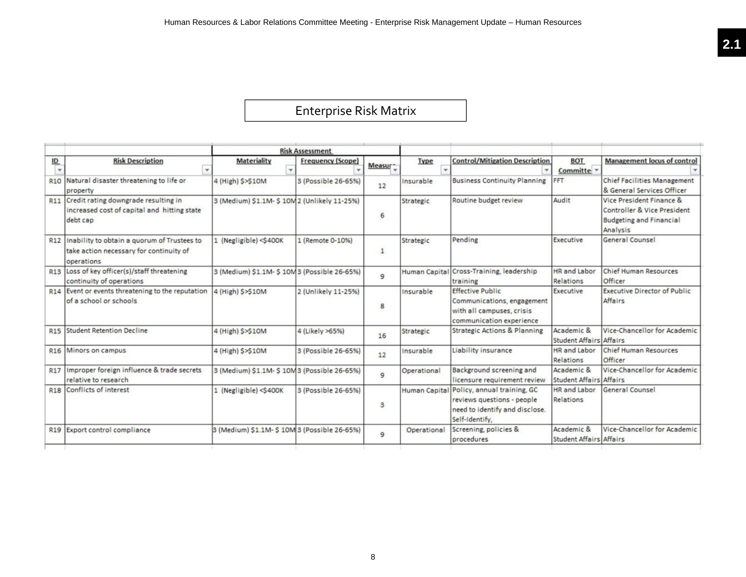# Enterprise Risk Matrix

| ID | Risk Description | Materiality | Frequency (Scope) | Measure | Type | Control/Mitigation Description | BOT Committee | Management locus of control |
|---|---|---|---|---|---|---|---|---|
| | | Risk Assessment | | | | | | |
| R10 | Natural disaster threatening to life or property | 4 (High) $>$10M | 3 (Possible 26-65%) | 12 | Insurable | Business Continuity Planning | FFT | Chief Facilities Management & General Services Officer |
| R11 | Credit rating downgrade resulting in increased cost of capital and hitting state debt cap | 3 (Medium) $1.1M- $ 10M | 2 (Unlikely 11-25%) | 6 | Strategic | Routine budget review | Audit | Vice President Finance & Controller & Vice President Budgeting and Financial Analysis |
| R12 | Inability to obtain a quorum of Trustees to take action necessary for continuity of operations | 1 (Negligible) <$400K | 1 (Remote 0-10%) | 1 | Strategic | Pending | Executive | General Counsel |
| R13 | Loss of key officer(s)/staff threatening continuity of operations | 3 (Medium) $1.1M- $ 10M | 3 (Possible 26-65%) | 9 | Human Capital | Cross-Training, leadership training | HR and Labor Relations | Chief Human Resources Officer |
| R14 | Event or events threatening to the reputation of a school or schools | 4 (High) $>$10M | 2 (Unlikely 11-25%) | 8 | Insurable | Effective Public Communications, engagement with all campuses, crisis communication experience | Executive | Executive Director of Public Affairs |
| R15 | Student Retention Decline | 4 (High) $>$10M | 4 (Likely >65%) | 16 | Strategic | Strategic Actions & Planning | Academic & Student Affairs | Vice-Chancellor for Academic Affairs |
| R16 | Minors on campus | 4 (High) $>$10M | 3 (Possible 26-65%) | 12 | Insurable | Liability insurance | HR and Labor Relations | Chief Human Resources Officer |
| R17 | Improper foreign influence & trade secrets relative to research | 3 (Medium) $1.1M- $ 10M | 3 (Possible 26-65%) | 9 | Operational | Background screening and licensure requirement review | Academic & Student Affairs | Vice-Chancellor for Academic Affairs |
| R18 | Conflicts of interest | 1 (Negligible) <$400K | 3 (Possible 26-65%) | 3 | Human Capital | Policy, annual training, GC reviews questions - people need to identify and disclose. Self-Identify, | HR and Labor Relations | General Counsel |
| R19 | Export control compliance | 3 (Medium) $1.1M- $ 10M | 3 (Possible 26-65%) | 9 | Operational | Screening, policies & procedures | Academic & Student Affairs | Vice-Chancellor for Academic Affairs |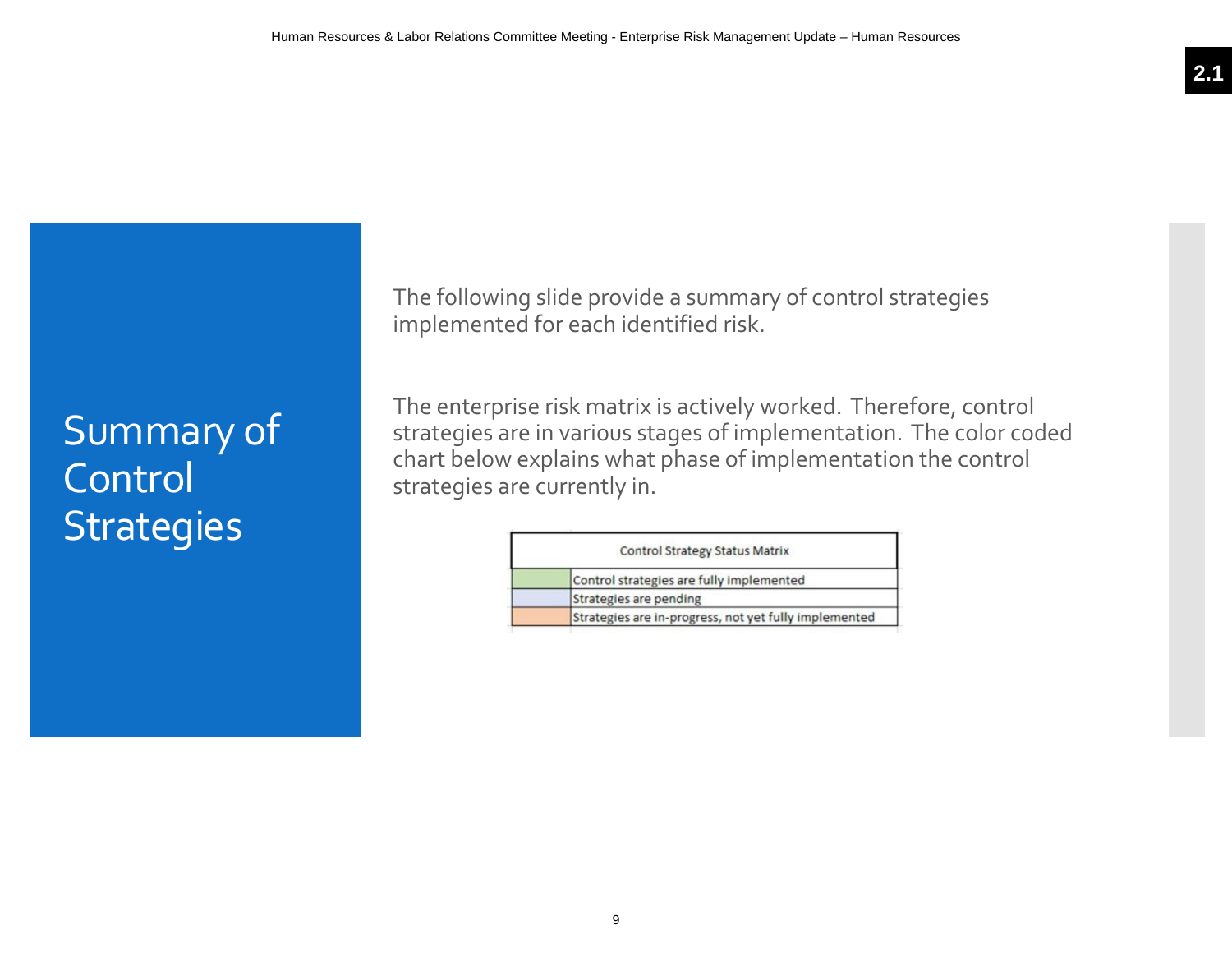# Summary of Control Strategies

The following slide provide a summary of control strategies implemented for each identified risk.

The enterprise risk matrix is actively worked. Therefore, control strategies are in various stages of implementation. The color coded chart below explains what phase of implementation the control strategies are currently in.

| Control Strategy Status Matrix | |
|---|---|
| (green) | Control strategies are fully implemented |
| (light blue) | Strategies are pending |
| (orange) | Strategies are in-progress, not yet fully implemented |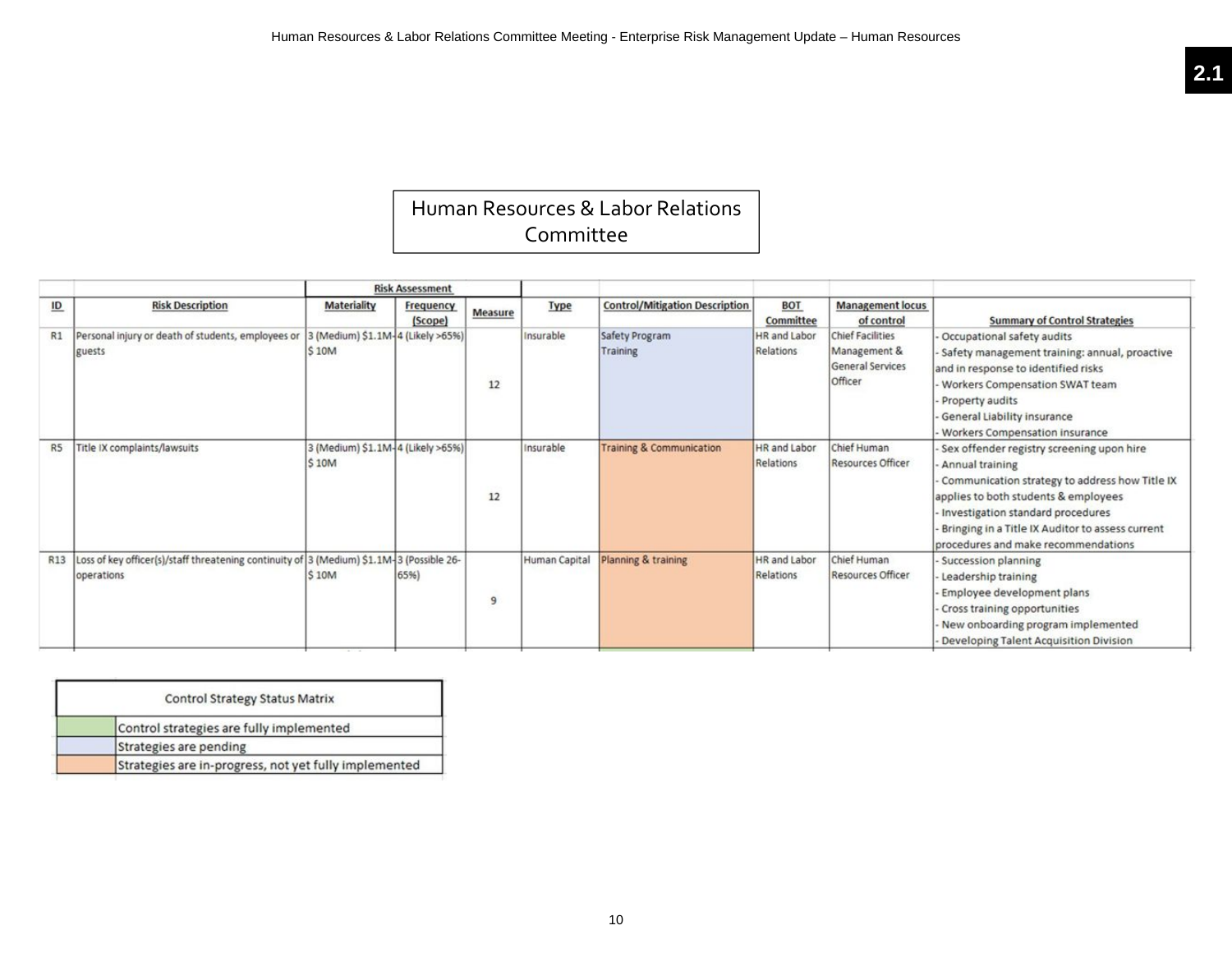2.1

# Human Resources & Labor Relations Committee

| ID | Risk Description | Risk Assessment: Materiality | Risk Assessment: Frequency (Scope) | Risk Assessment: Measure | Type | Control/Mitigation Description | BOT Committee | Management locus of control | Summary of Control Strategies |
|---|---|---|---|---|---|---|---|---|---|
| R1 | Personal injury or death of students, employees or guests | 3 (Medium) $1.1M-$ 10M | 4 (Likely >65%) | 12 | Insurable | Safety Program Training | HR and Labor Relations | Chief Facilities Management & General Services Officer | - Occupational safety audits<br>- Safety management training: annual, proactive and in response to identified risks<br>- Workers Compensation SWAT team<br>- Property audits<br>- General Liability insurance<br>- Workers Compensation insurance |
| R5 | Title IX complaints/lawsuits | 3 (Medium) $1.1M-$ 10M | 4 (Likely >65%) | 12 | Insurable | Training & Communication | HR and Labor Relations | Chief Human Resources Officer | - Sex offender registry screening upon hire<br>- Annual training<br>- Communication strategy to address how Title IX applies to both students & employees<br>- Investigation standard procedures<br>- Bringing in a Title IX Auditor to assess current procedures and make recommendations |
| R13 | Loss of key officer(s)/staff threatening continuity of operations | 3 (Medium) $1.1M-$ 10M | 3 (Possible 26-65%) | 9 | Human Capital | Planning & training | HR and Labor Relations | Chief Human Resources Officer | - Succession planning<br>- Leadership training<br>- Employee development plans<br>- Cross training opportunities<br>- New onboarding program implemented<br>- Developing Talent Acquisition Division |

| Control Strategy Status Matrix | |
|---|---|
| Green | Control strategies are fully implemented |
| Blue | Strategies are pending |
| Orange | Strategies are in-progress, not yet fully implemented |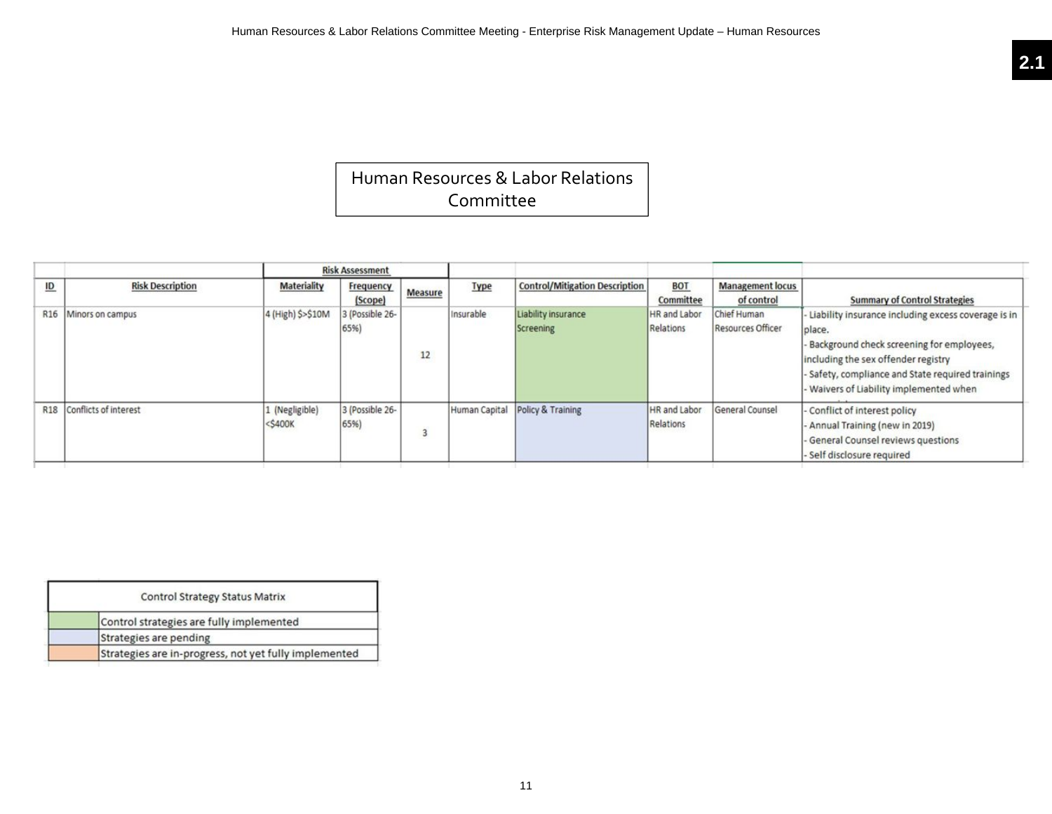## Human Resources & Labor Relations Committee

| ID | Risk Description | Risk Assessment | | | Type | Control/Mitigation Description | BOT Committee | Management locus of control | Summary of Control Strategies |
|---|---|---|---|---|---|---|---|---|---|
| | | Materiality | Frequency (Scope) | Measure | | | | | |
| R16 | Minors on campus | 4 (High) $>$10M | 3 (Possible 26-65%) | 12 | Insurable | Liability insurance<br>Screening | HR and Labor Relations | Chief Human Resources Officer | - Liability insurance including excess coverage is in place.<br>- Background check screening for employees, including the sex offender registry<br>- Safety, compliance and State required trainings<br>- Waivers of Liability implemented when |
| R18 | Conflicts of interest | 1 (Negligible) <$400K | 3 (Possible 26-65%) | 3 | Human Capital | Policy & Training | HR and Labor Relations | General Counsel | - Conflict of interest policy<br>- Annual Training (new in 2019)<br>- General Counsel reviews questions<br>- Self disclosure required |

| Control Strategy Status Matrix | |
|---|---|
| (Green) | Control strategies are fully implemented |
| (Blue) | Strategies are pending |
| (Orange) | Strategies are in-progress, not yet fully implemented |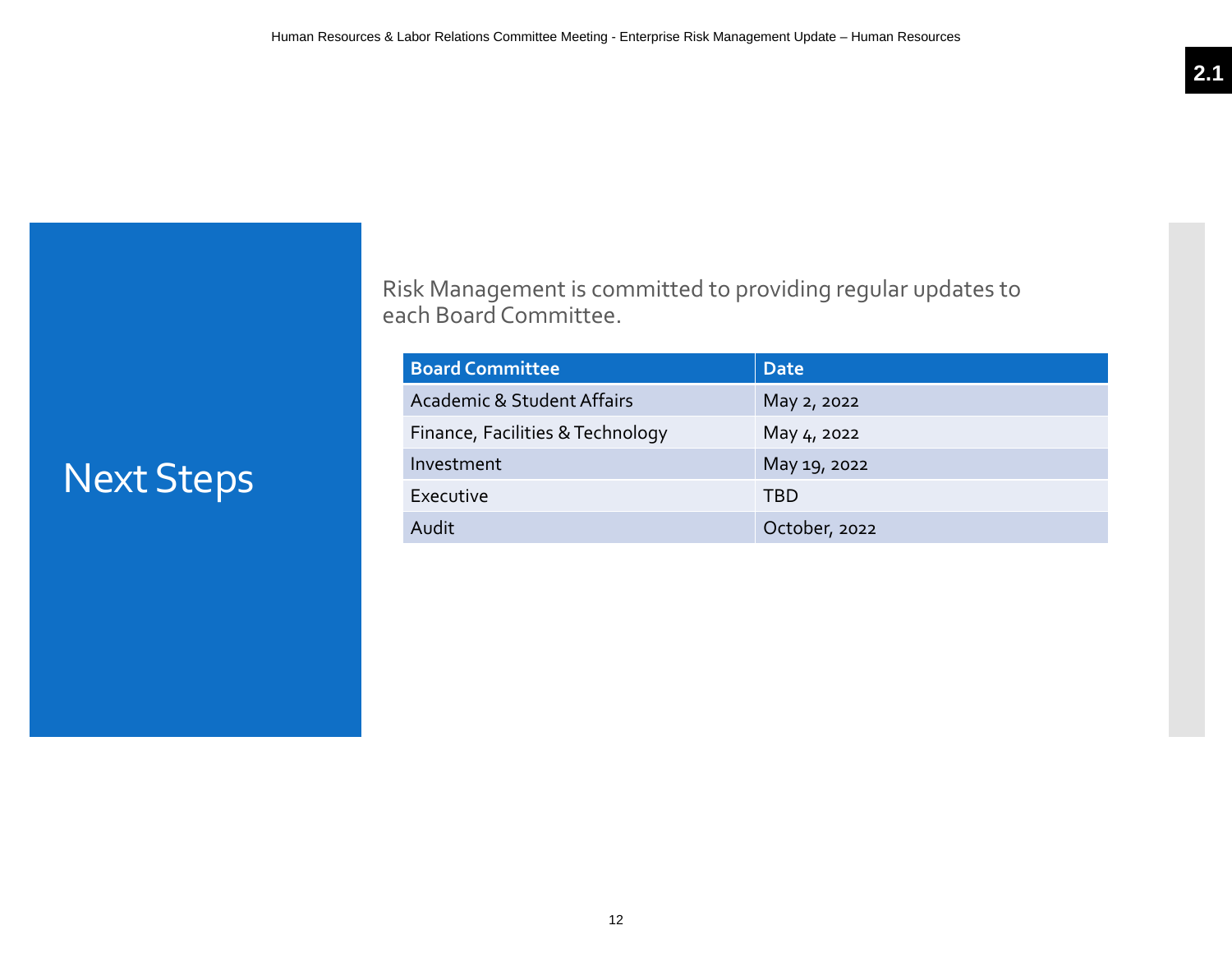# Next Steps

Risk Management is committed to providing regular updates to each Board Committee.

| Board Committee | Date |
| --- | --- |
| Academic & Student Affairs | May 2, 2022 |
| Finance, Facilities & Technology | May 4, 2022 |
| Investment | May 19, 2022 |
| Executive | TBD |
| Audit | October, 2022 |